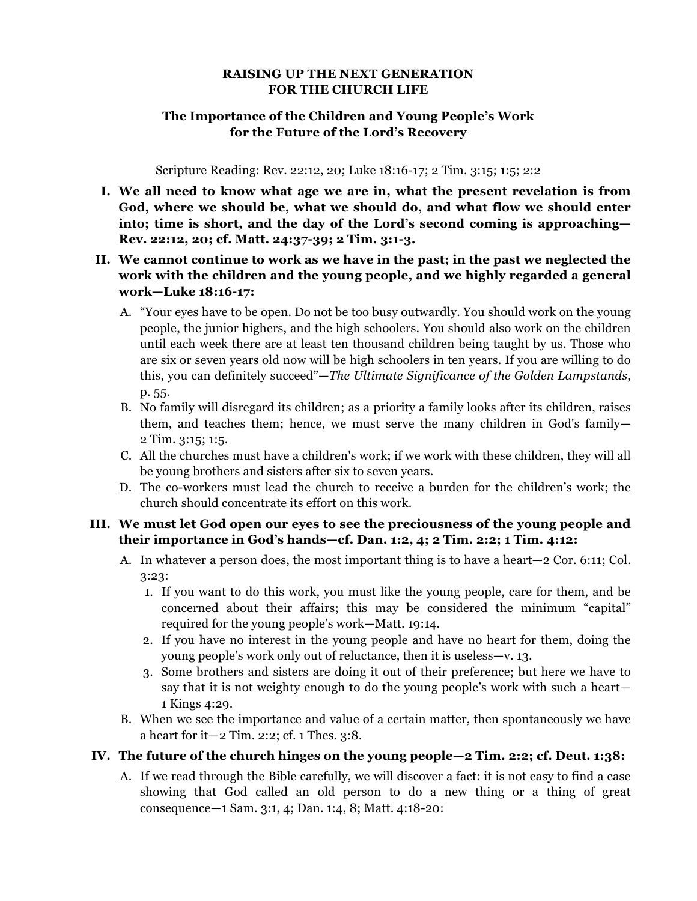# RAISING UP THE NEXT GENERATION FOR THE CHURCH LIFE

## The Importance of the Children and Young People's Work for the Future of the Lord's Recovery

Scripture Reading: Rev. 22:12, 20; Luke 18:16-17; 2 Tim. 3:15; 1:5; 2:2

**I. We all need to know what age we are in, what the present revelation is from God, where we should be, what we should do, and what flow we should enter into; time is short, and the day of the Lord's second coming is approaching—Rev. 22:12, 20; cf. Matt. 24:37-39; 2 Tim. 3:1-3.**

**II. We cannot continue to work as we have in the past; in the past we neglected the work with the children and the young people, and we highly regarded a general work—Luke 18:16-17:**

A. "Your eyes have to be open. Do not be too busy outwardly. You should work on the young people, the junior highers, and the high schoolers. You should also work on the children until each week there are at least ten thousand children being taught by us. Those who are six or seven years old now will be high schoolers in ten years. If you are willing to do this, you can definitely succeed"—*The Ultimate Significance of the Golden Lampstands*, p. 55.

B. No family will disregard its children; as a priority a family looks after its children, raises them, and teaches them; hence, we must serve the many children in God's family—2 Tim. 3:15; 1:5.

C. All the churches must have a children's work; if we work with these children, they will all be young brothers and sisters after six to seven years.

D. The co-workers must lead the church to receive a burden for the children's work; the church should concentrate its effort on this work.

**III. We must let God open our eyes to see the preciousness of the young people and their importance in God's hands—cf. Dan. 1:2, 4; 2 Tim. 2:2; 1 Tim. 4:12:**

A. In whatever a person does, the most important thing is to have a heart—2 Cor. 6:11; Col. 3:23:

1. If you want to do this work, you must like the young people, care for them, and be concerned about their affairs; this may be considered the minimum "capital" required for the young people's work—Matt. 19:14.
2. If you have no interest in the young people and have no heart for them, doing the young people's work only out of reluctance, then it is useless—v. 13.
3. Some brothers and sisters are doing it out of their preference; but here we have to say that it is not weighty enough to do the young people's work with such a heart—1 Kings 4:29.

B. When we see the importance and value of a certain matter, then spontaneously we have a heart for it—2 Tim. 2:2; cf. 1 Thes. 3:8.

**IV. The future of the church hinges on the young people—2 Tim. 2:2; cf. Deut. 1:38:**

A. If we read through the Bible carefully, we will discover a fact: it is not easy to find a case showing that God called an old person to do a new thing or a thing of great consequence—1 Sam. 3:1, 4; Dan. 1:4, 8; Matt. 4:18-20: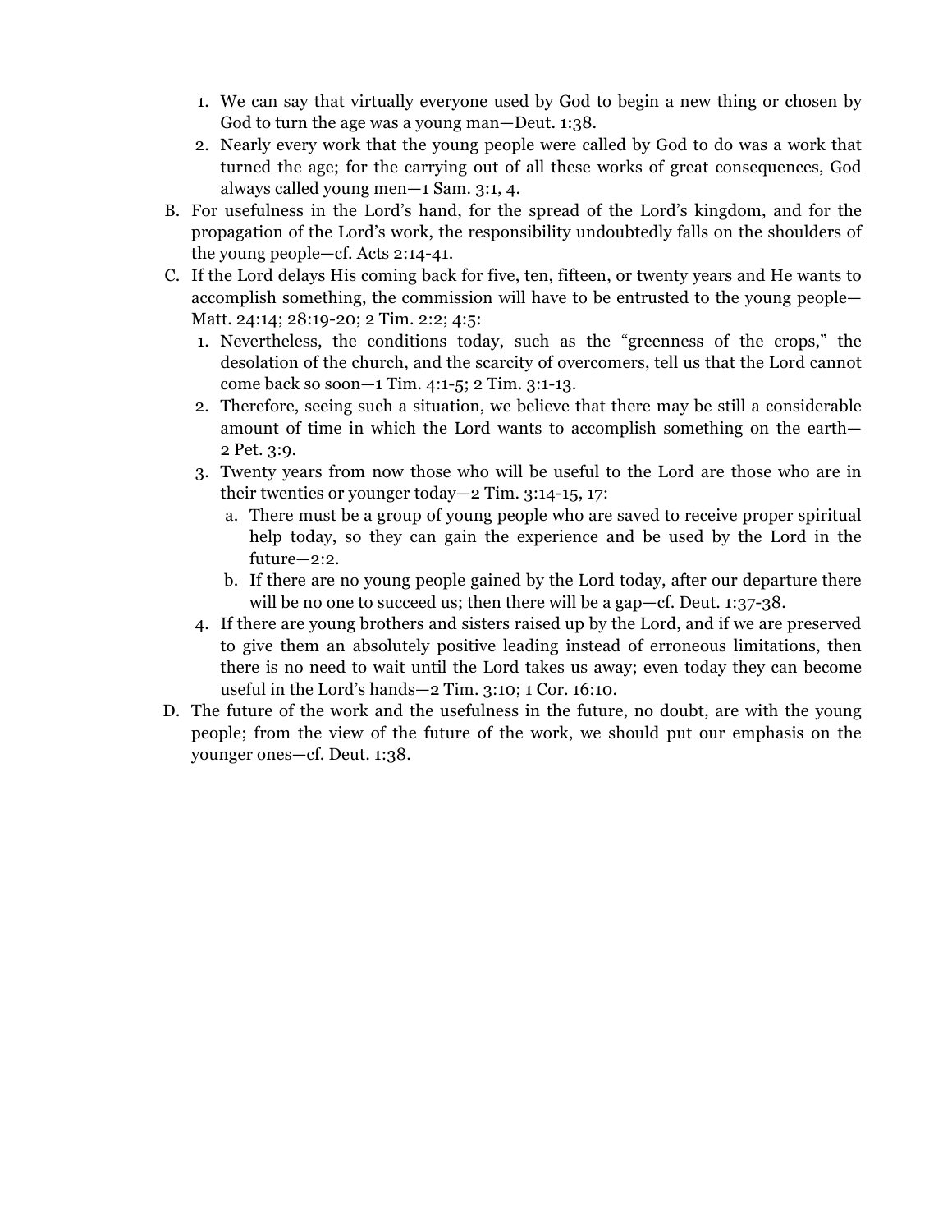1. We can say that virtually everyone used by God to begin a new thing or chosen by God to turn the age was a young man—Deut. 1:38.
2. Nearly every work that the young people were called by God to do was a work that turned the age; for the carrying out of all these works of great consequences, God always called young men—1 Sam. 3:1, 4.

B. For usefulness in the Lord's hand, for the spread of the Lord's kingdom, and for the propagation of the Lord's work, the responsibility undoubtedly falls on the shoulders of the young people—cf. Acts 2:14-41.

C. If the Lord delays His coming back for five, ten, fifteen, or twenty years and He wants to accomplish something, the commission will have to be entrusted to the young people—Matt. 24:14; 28:19-20; 2 Tim. 2:2; 4:5:

1. Nevertheless, the conditions today, such as the "greenness of the crops," the desolation of the church, and the scarcity of overcomers, tell us that the Lord cannot come back so soon—1 Tim. 4:1-5; 2 Tim. 3:1-13.
2. Therefore, seeing such a situation, we believe that there may be still a considerable amount of time in which the Lord wants to accomplish something on the earth—2 Pet. 3:9.
3. Twenty years from now those who will be useful to the Lord are those who are in their twenties or younger today—2 Tim. 3:14-15, 17:
   a. There must be a group of young people who are saved to receive proper spiritual help today, so they can gain the experience and be used by the Lord in the future—2:2.
   b. If there are no young people gained by the Lord today, after our departure there will be no one to succeed us; then there will be a gap—cf. Deut. 1:37-38.
4. If there are young brothers and sisters raised up by the Lord, and if we are preserved to give them an absolutely positive leading instead of erroneous limitations, then there is no need to wait until the Lord takes us away; even today they can become useful in the Lord's hands—2 Tim. 3:10; 1 Cor. 16:10.

D. The future of the work and the usefulness in the future, no doubt, are with the young people; from the view of the future of the work, we should put our emphasis on the younger ones—cf. Deut. 1:38.